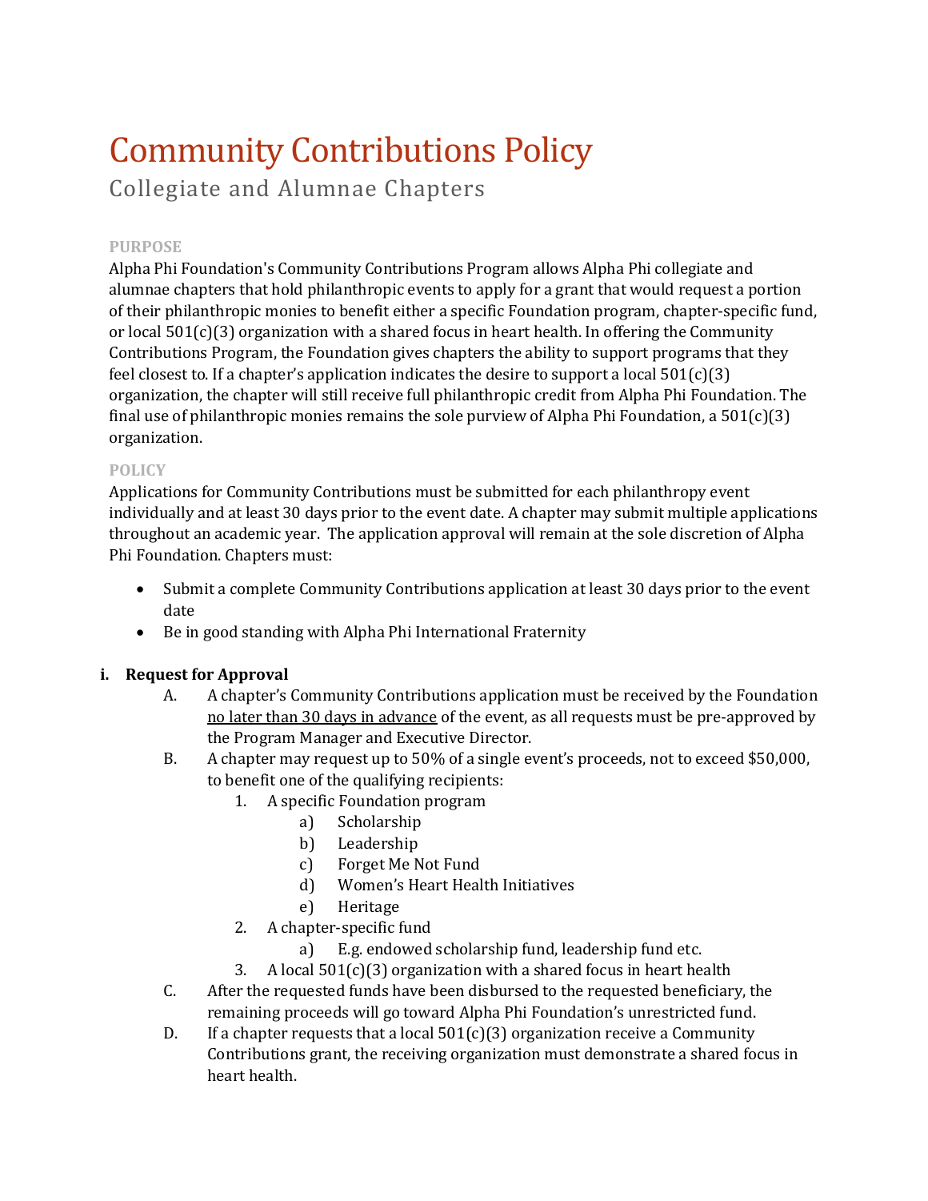# Community Contributions Policy

## Collegiate and Alumnae Chapters

### PURPOSE

Alpha Phi Foundation's Community Contributions Program allows Alpha Phi collegiate and alumnae chapters that hold philanthropic events to apply for a grant that would request a portion of their philanthropic monies to benefit either a specific Foundation program, chapter-specific fund, or local 501(c)(3) organization with a shared focus in heart health. In offering the Community Contributions Program, the Foundation gives chapters the ability to support programs that they feel closest to. If a chapter's application indicates the desire to support a local 501(c)(3) organization, the chapter will still receive full philanthropic credit from Alpha Phi Foundation. The final use of philanthropic monies remains the sole purview of Alpha Phi Foundation, a 501(c)(3) organization.

### POLICY

Applications for Community Contributions must be submitted for each philanthropy event individually and at least 30 days prior to the event date. A chapter may submit multiple applications throughout an academic year. The application approval will remain at the sole discretion of Alpha Phi Foundation. Chapters must:

- Submit a complete Community Contributions application at least 30 days prior to the event date
- Be in good standing with Alpha Phi International Fraternity

**i. Request for Approval**

A. A chapter's Community Contributions application must be received by the Foundation <u>no later than 30 days in advance</u> of the event, as all requests must be pre-approved by the Program Manager and Executive Director.

B. A chapter may request up to 50% of a single event's proceeds, not to exceed $50,000, to benefit one of the qualifying recipients:

1. A specific Foundation program
   - a) Scholarship
   - b) Leadership
   - c) Forget Me Not Fund
   - d) Women's Heart Health Initiatives
   - e) Heritage
2. A chapter-specific fund
   - a) E.g. endowed scholarship fund, leadership fund etc.
3. A local 501(c)(3) organization with a shared focus in heart health

C. After the requested funds have been disbursed to the requested beneficiary, the remaining proceeds will go toward Alpha Phi Foundation's unrestricted fund.

D. If a chapter requests that a local 501(c)(3) organization receive a Community Contributions grant, the receiving organization must demonstrate a shared focus in heart health.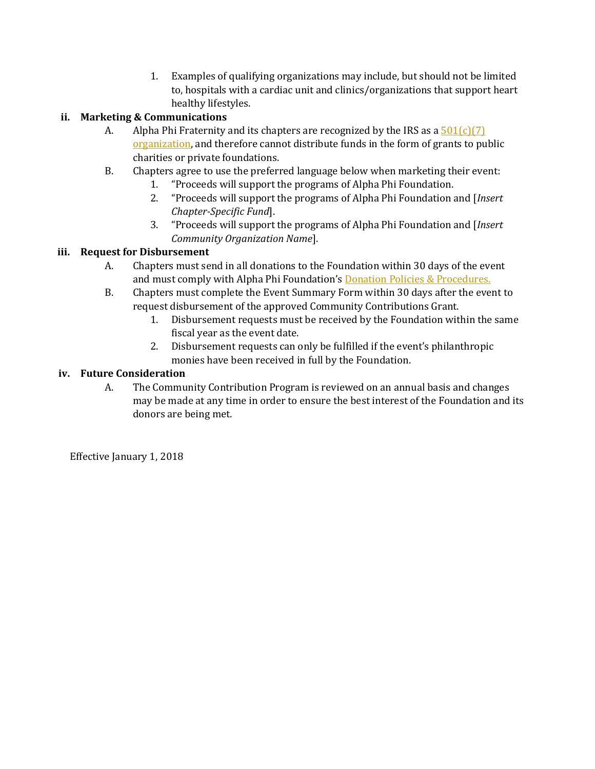1. Examples of qualifying organizations may include, but should not be limited to, hospitals with a cardiac unit and clinics/organizations that support heart healthy lifestyles.

**ii. Marketing & Communications**

- A. Alpha Phi Fraternity and its chapters are recognized by the IRS as a 501(c)(7) organization, and therefore cannot distribute funds in the form of grants to public charities or private foundations.
- B. Chapters agree to use the preferred language below when marketing their event:
    1. "Proceeds will support the programs of Alpha Phi Foundation.
    2. "Proceeds will support the programs of Alpha Phi Foundation and [*Insert Chapter-Specific Fund*].
    3. "Proceeds will support the programs of Alpha Phi Foundation and [*Insert Community Organization Name*].

**iii. Request for Disbursement**

- A. Chapters must send in all donations to the Foundation within 30 days of the event and must comply with Alpha Phi Foundation's Donation Policies & Procedures.
- B. Chapters must complete the Event Summary Form within 30 days after the event to request disbursement of the approved Community Contributions Grant.
    1. Disbursement requests must be received by the Foundation within the same fiscal year as the event date.
    2. Disbursement requests can only be fulfilled if the event's philanthropic monies have been received in full by the Foundation.

**iv. Future Consideration**

- A. The Community Contribution Program is reviewed on an annual basis and changes may be made at any time in order to ensure the best interest of the Foundation and its donors are being met.

Effective January 1, 2018